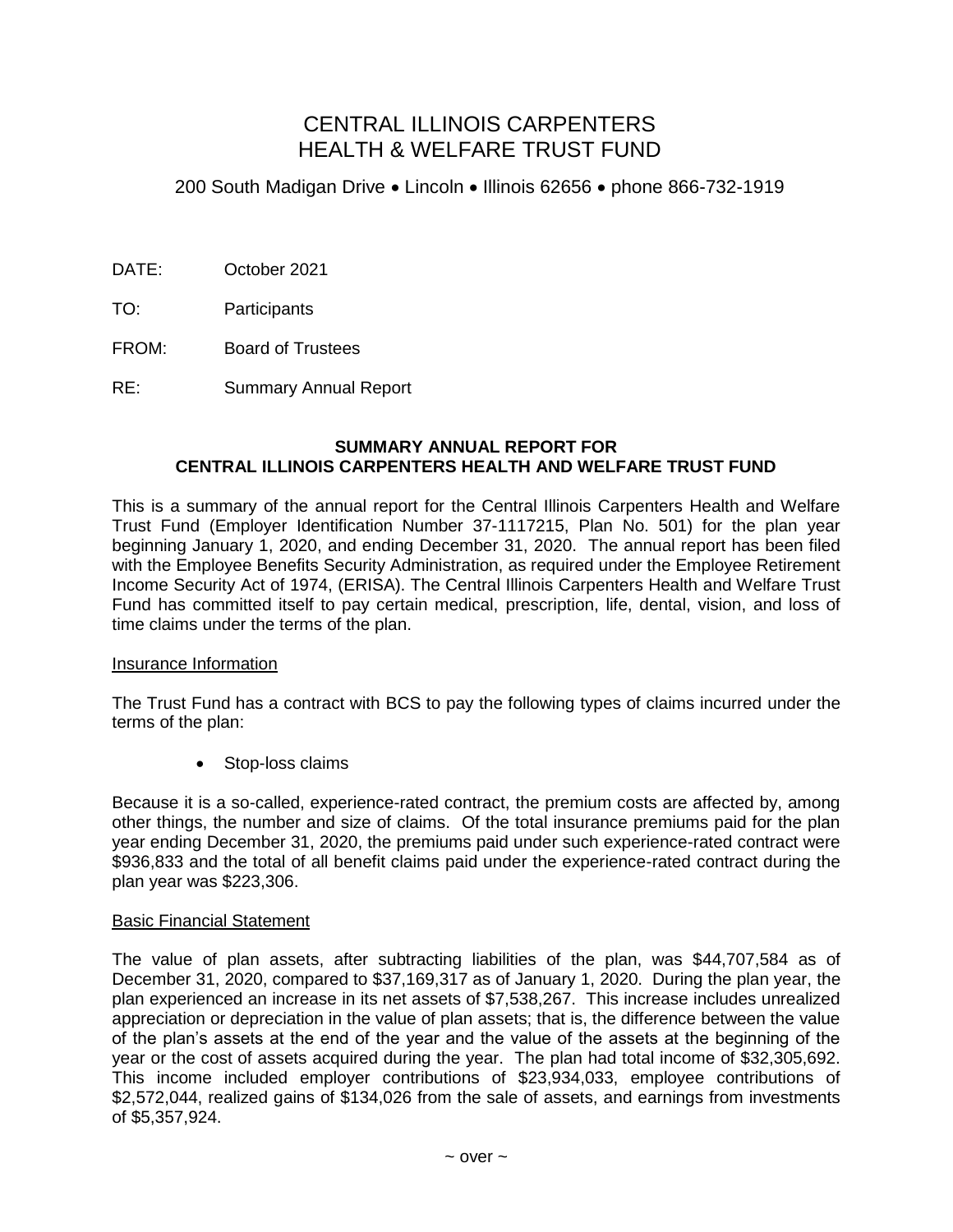# CENTRAL ILLINOIS CARPENTERS
# HEALTH & WELFARE TRUST FUND

200 South Madigan Drive • Lincoln • Illinois 62656 • phone 866-732-1919

DATE: October 2021

TO: Participants

FROM: Board of Trustees

RE: Summary Annual Report

**SUMMARY ANNUAL REPORT FOR**
**CENTRAL ILLINOIS CARPENTERS HEALTH AND WELFARE TRUST FUND**

This is a summary of the annual report for the Central Illinois Carpenters Health and Welfare Trust Fund (Employer Identification Number 37-1117215, Plan No. 501) for the plan year beginning January 1, 2020, and ending December 31, 2020. The annual report has been filed with the Employee Benefits Security Administration, as required under the Employee Retirement Income Security Act of 1974, (ERISA). The Central Illinois Carpenters Health and Welfare Trust Fund has committed itself to pay certain medical, prescription, life, dental, vision, and loss of time claims under the terms of the plan.

## Insurance Information

The Trust Fund has a contract with BCS to pay the following types of claims incurred under the terms of the plan:

- Stop-loss claims

Because it is a so-called, experience-rated contract, the premium costs are affected by, among other things, the number and size of claims. Of the total insurance premiums paid for the plan year ending December 31, 2020, the premiums paid under such experience-rated contract were $936,833 and the total of all benefit claims paid under the experience-rated contract during the plan year was $223,306.

## Basic Financial Statement

The value of plan assets, after subtracting liabilities of the plan, was $44,707,584 as of December 31, 2020, compared to $37,169,317 as of January 1, 2020. During the plan year, the plan experienced an increase in its net assets of $7,538,267. This increase includes unrealized appreciation or depreciation in the value of plan assets; that is, the difference between the value of the plan's assets at the end of the year and the value of the assets at the beginning of the year or the cost of assets acquired during the year. The plan had total income of $32,305,692. This income included employer contributions of $23,934,033, employee contributions of $2,572,044, realized gains of $134,026 from the sale of assets, and earnings from investments of $5,357,924.

~ over ~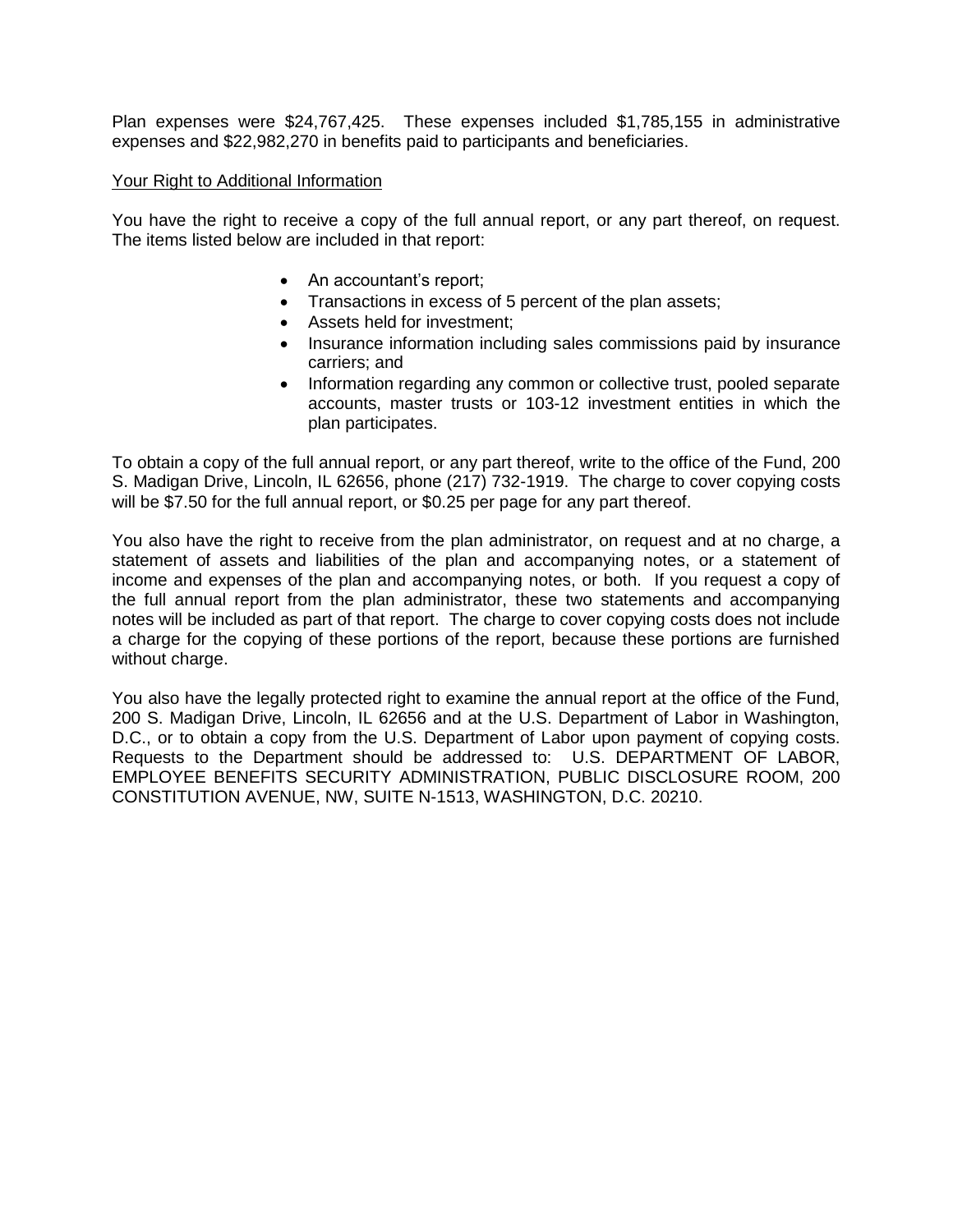Plan expenses were $24,767,425. These expenses included $1,785,155 in administrative expenses and $22,982,270 in benefits paid to participants and beneficiaries.

## Your Right to Additional Information

You have the right to receive a copy of the full annual report, or any part thereof, on request. The items listed below are included in that report:

- An accountant's report;
- Transactions in excess of 5 percent of the plan assets;
- Assets held for investment;
- Insurance information including sales commissions paid by insurance carriers; and
- Information regarding any common or collective trust, pooled separate accounts, master trusts or 103-12 investment entities in which the plan participates.

To obtain a copy of the full annual report, or any part thereof, write to the office of the Fund, 200 S. Madigan Drive, Lincoln, IL 62656, phone (217) 732-1919. The charge to cover copying costs will be $7.50 for the full annual report, or $0.25 per page for any part thereof.

You also have the right to receive from the plan administrator, on request and at no charge, a statement of assets and liabilities of the plan and accompanying notes, or a statement of income and expenses of the plan and accompanying notes, or both. If you request a copy of the full annual report from the plan administrator, these two statements and accompanying notes will be included as part of that report. The charge to cover copying costs does not include a charge for the copying of these portions of the report, because these portions are furnished without charge.

You also have the legally protected right to examine the annual report at the office of the Fund, 200 S. Madigan Drive, Lincoln, IL 62656 and at the U.S. Department of Labor in Washington, D.C., or to obtain a copy from the U.S. Department of Labor upon payment of copying costs. Requests to the Department should be addressed to: U.S. DEPARTMENT OF LABOR, EMPLOYEE BENEFITS SECURITY ADMINISTRATION, PUBLIC DISCLOSURE ROOM, 200 CONSTITUTION AVENUE, NW, SUITE N-1513, WASHINGTON, D.C. 20210.